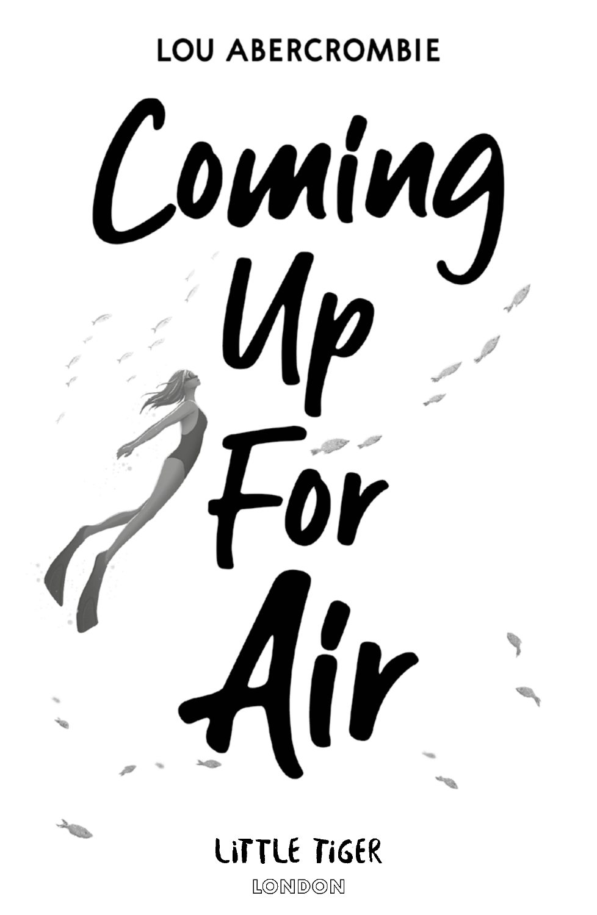LOU ABERCROMBIE

# Coming Up For Air

LITTLE TIGER

LONDON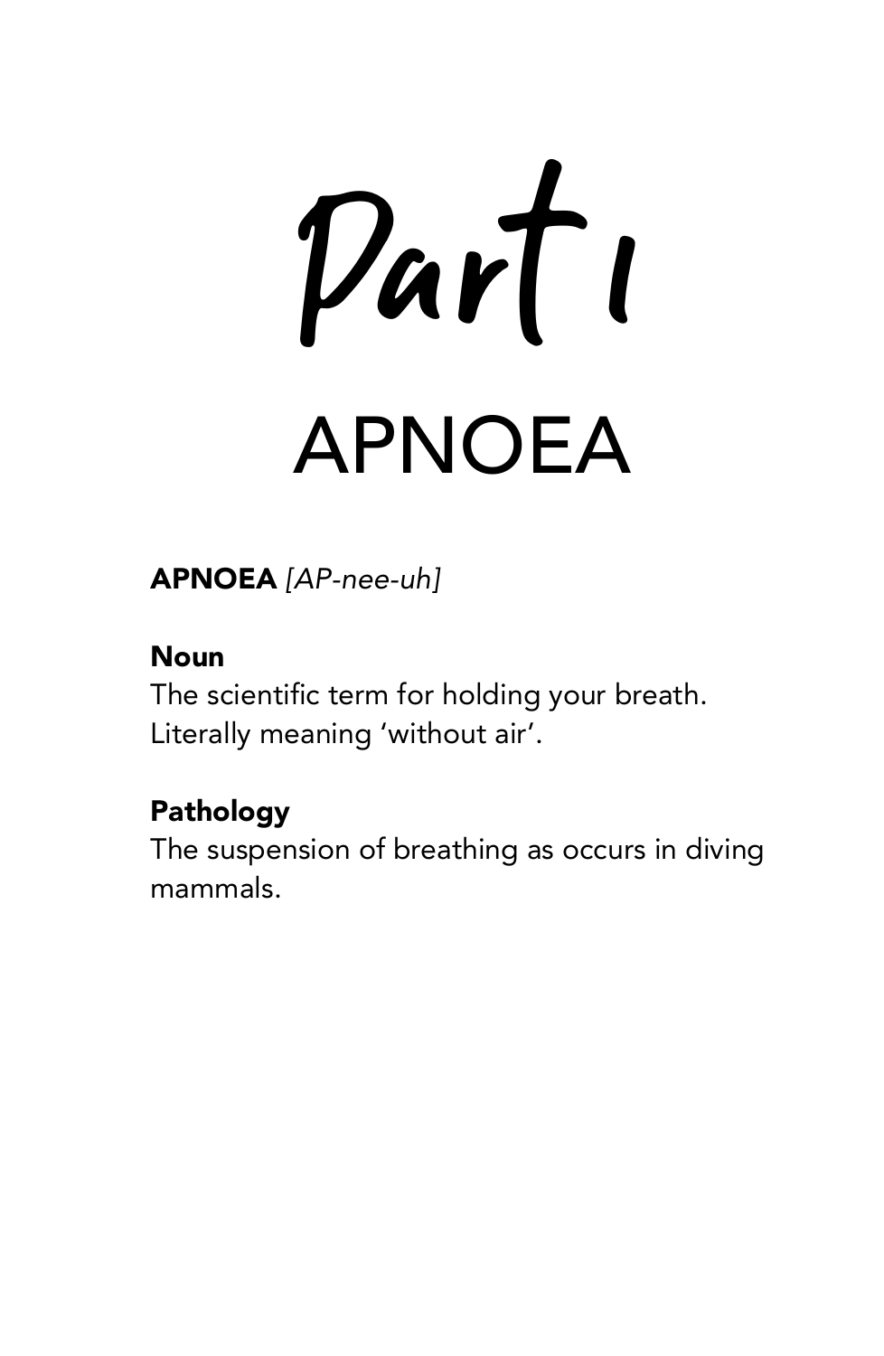# Part 1

# APNOEA

**APNOEA** *[AP-nee-uh]*

**Noun**
The scientific term for holding your breath. Literally meaning ‘without air’.

**Pathology**
The suspension of breathing as occurs in diving mammals.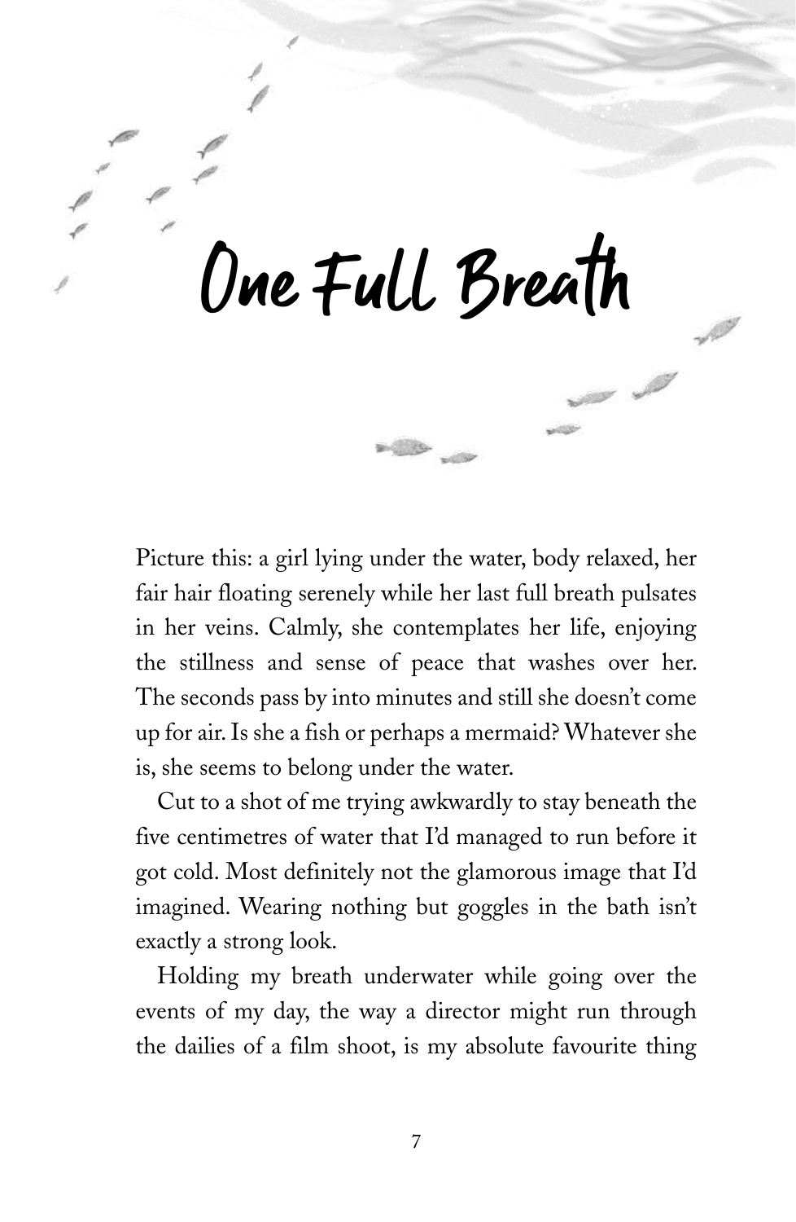# One Full Breath

Picture this: a girl lying under the water, body relaxed, her fair hair floating serenely while her last full breath pulsates in her veins. Calmly, she contemplates her life, enjoying the stillness and sense of peace that washes over her. The seconds pass by into minutes and still she doesn't come up for air. Is she a fish or perhaps a mermaid? Whatever she is, she seems to belong under the water.

Cut to a shot of me trying awkwardly to stay beneath the five centimetres of water that I'd managed to run before it got cold. Most definitely not the glamorous image that I'd imagined. Wearing nothing but goggles in the bath isn't exactly a strong look.

Holding my breath underwater while going over the events of my day, the way a director might run through the dailies of a film shoot, is my absolute favourite thing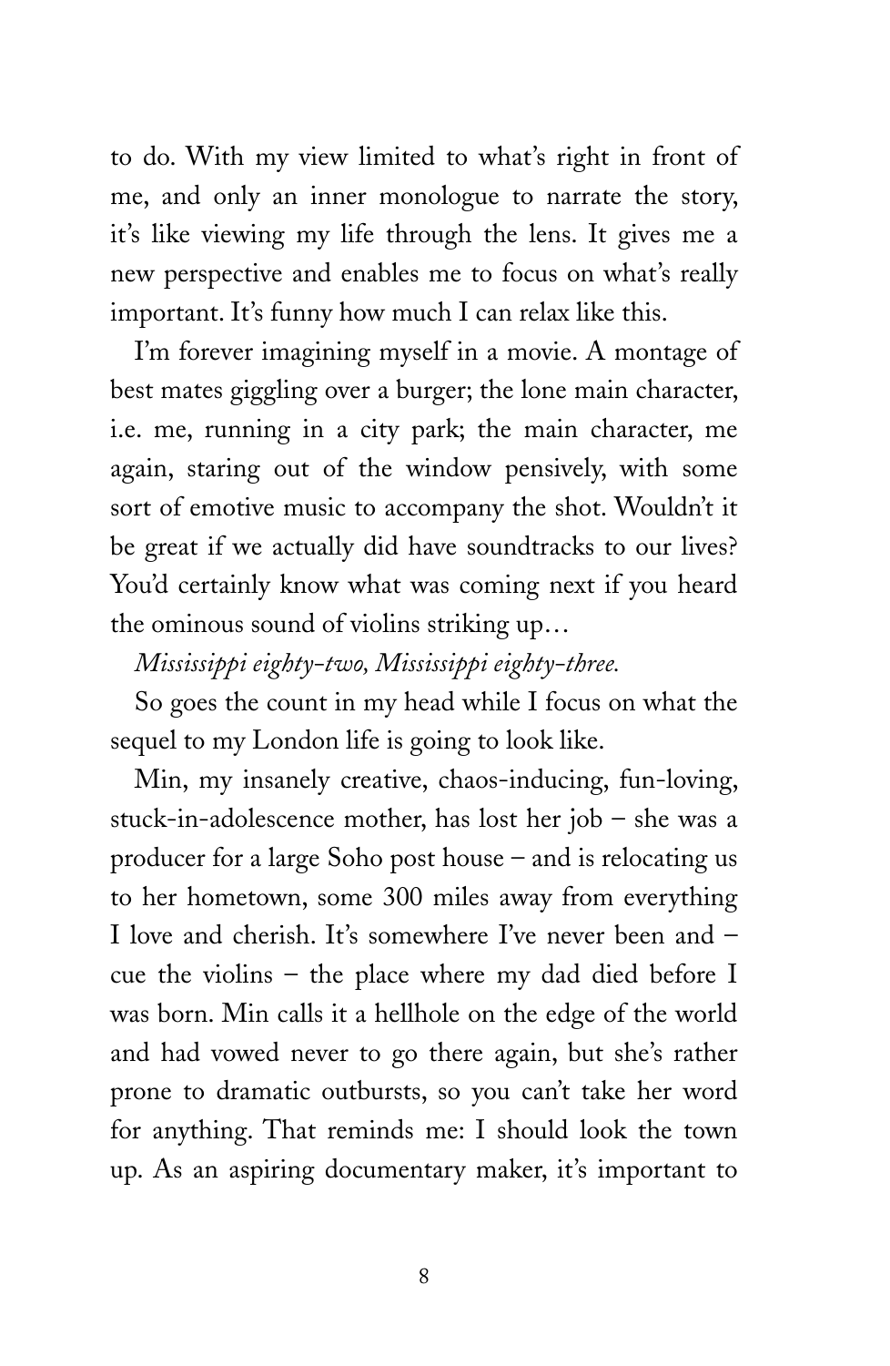to do. With my view limited to what's right in front of me, and only an inner monologue to narrate the story, it's like viewing my life through the lens. It gives me a new perspective and enables me to focus on what's really important. It's funny how much I can relax like this.

I'm forever imagining myself in a movie. A montage of best mates giggling over a burger; the lone main character, i.e. me, running in a city park; the main character, me again, staring out of the window pensively, with some sort of emotive music to accompany the shot. Wouldn't it be great if we actually did have soundtracks to our lives? You'd certainly know what was coming next if you heard the ominous sound of violins striking up…

*Mississippi eighty-two, Mississippi eighty-three.*

So goes the count in my head while I focus on what the sequel to my London life is going to look like.

Min, my insanely creative, chaos-inducing, fun-loving, stuck-in-adolescence mother, has lost her job – she was a producer for a large Soho post house – and is relocating us to her hometown, some 300 miles away from everything I love and cherish. It's somewhere I've never been and – cue the violins – the place where my dad died before I was born. Min calls it a hellhole on the edge of the world and had vowed never to go there again, but she's rather prone to dramatic outbursts, so you can't take her word for anything. That reminds me: I should look the town up. As an aspiring documentary maker, it's important to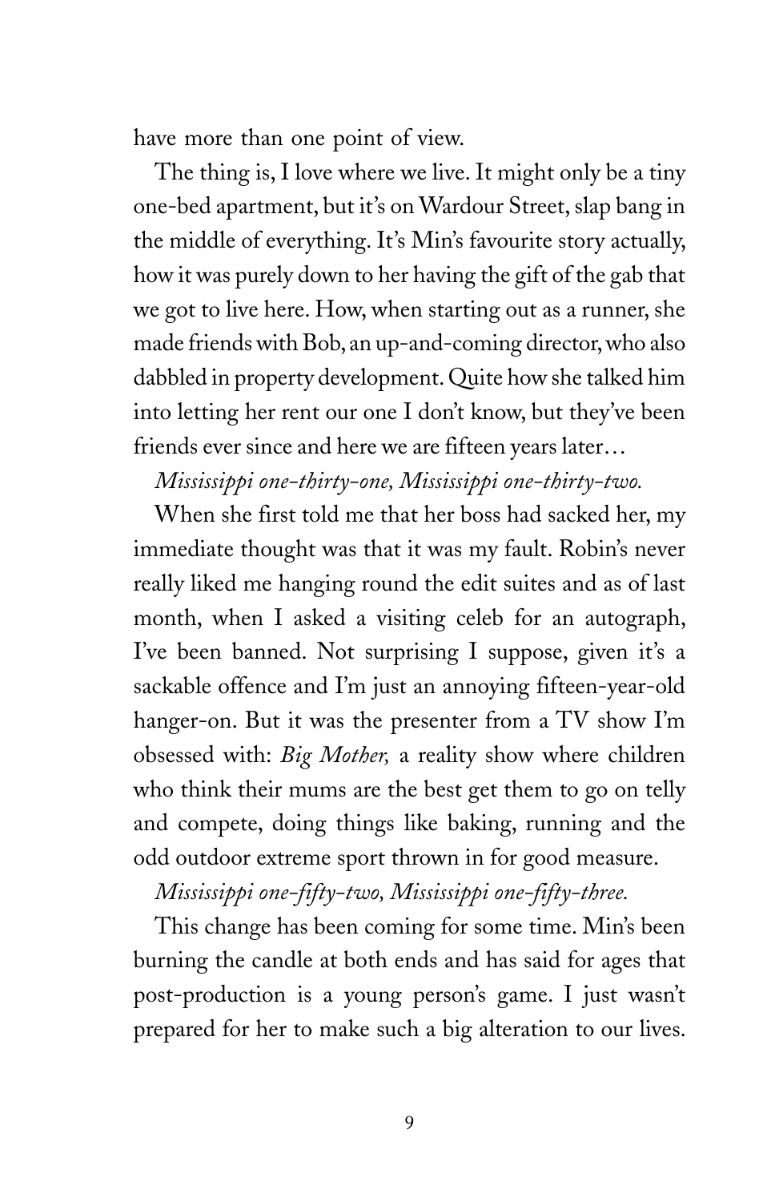have more than one point of view.

The thing is, I love where we live. It might only be a tiny one-bed apartment, but it's on Wardour Street, slap bang in the middle of everything. It's Min's favourite story actually, how it was purely down to her having the gift of the gab that we got to live here. How, when starting out as a runner, she made friends with Bob, an up-and-coming director, who also dabbled in property development. Quite how she talked him into letting her rent our one I don't know, but they've been friends ever since and here we are fifteen years later…

*Mississippi one-thirty-one, Mississippi one-thirty-two.*

When she first told me that her boss had sacked her, my immediate thought was that it was my fault. Robin's never really liked me hanging round the edit suites and as of last month, when I asked a visiting celeb for an autograph, I've been banned. Not surprising I suppose, given it's a sackable offence and I'm just an annoying fifteen-year-old hanger-on. But it was the presenter from a TV show I'm obsessed with: *Big Mother,* a reality show where children who think their mums are the best get them to go on telly and compete, doing things like baking, running and the odd outdoor extreme sport thrown in for good measure.

*Mississippi one-fifty-two, Mississippi one-fifty-three.*

This change has been coming for some time. Min's been burning the candle at both ends and has said for ages that post-production is a young person's game. I just wasn't prepared for her to make such a big alteration to our lives.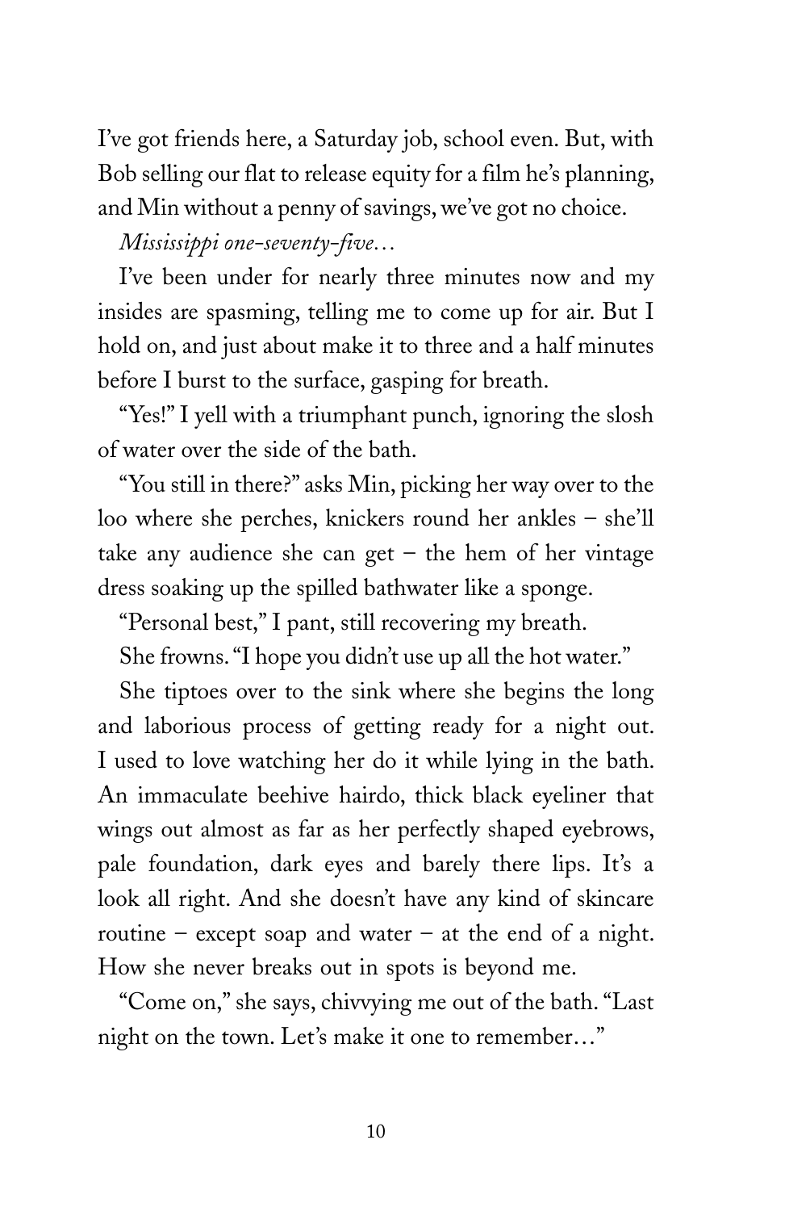I've got friends here, a Saturday job, school even. But, with Bob selling our flat to release equity for a film he's planning, and Min without a penny of savings, we've got no choice.

*Mississippi one-seventy-five…*

I've been under for nearly three minutes now and my insides are spasming, telling me to come up for air. But I hold on, and just about make it to three and a half minutes before I burst to the surface, gasping for breath.

"Yes!" I yell with a triumphant punch, ignoring the slosh of water over the side of the bath.

"You still in there?" asks Min, picking her way over to the loo where she perches, knickers round her ankles – she'll take any audience she can get – the hem of her vintage dress soaking up the spilled bathwater like a sponge.

"Personal best," I pant, still recovering my breath.

She frowns. "I hope you didn't use up all the hot water."

She tiptoes over to the sink where she begins the long and laborious process of getting ready for a night out. I used to love watching her do it while lying in the bath. An immaculate beehive hairdo, thick black eyeliner that wings out almost as far as her perfectly shaped eyebrows, pale foundation, dark eyes and barely there lips. It's a look all right. And she doesn't have any kind of skincare routine – except soap and water – at the end of a night. How she never breaks out in spots is beyond me.

"Come on," she says, chivvying me out of the bath. "Last night on the town. Let's make it one to remember…"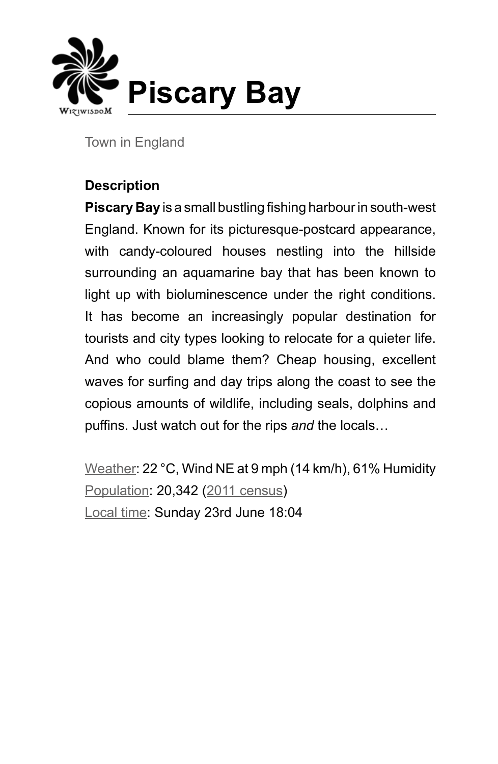# Piscary Bay

Town in England

**Description**

**Piscary Bay** is a small bustling fishing harbour in south-west England. Known for its picturesque-postcard appearance, with candy-coloured houses nestling into the hillside surrounding an aquamarine bay that has been known to light up with bioluminescence under the right conditions. It has become an increasingly popular destination for tourists and city types looking to relocate for a quieter life. And who could blame them? Cheap housing, excellent waves for surfing and day trips along the coast to see the copious amounts of wildlife, including seals, dolphins and puffins. Just watch out for the rips *and* the locals…

Weather: 22 °C, Wind NE at 9 mph (14 km/h), 61% Humidity
Population: 20,342 (2011 census)
Local time: Sunday 23rd June 18:04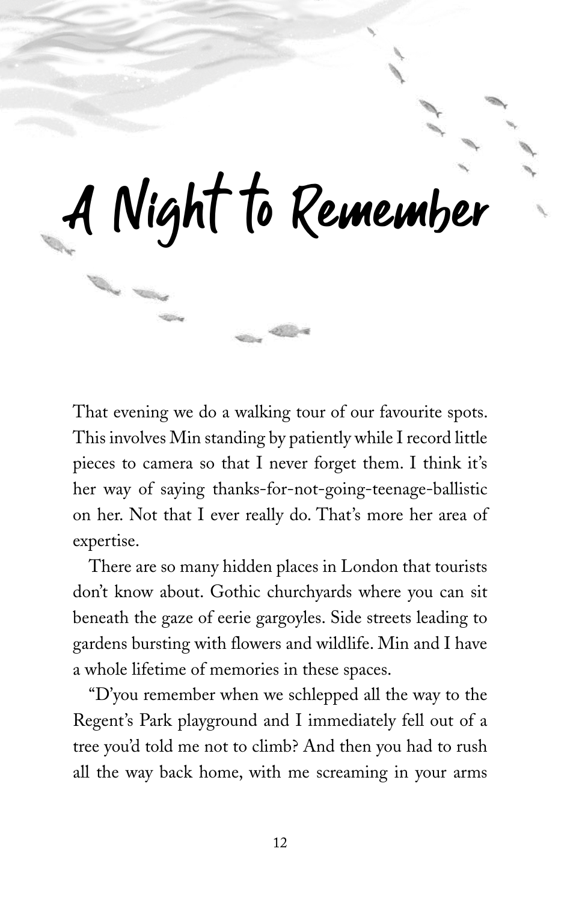# A Night to Remember

That evening we do a walking tour of our favourite spots. This involves Min standing by patiently while I record little pieces to camera so that I never forget them. I think it's her way of saying thanks-for-not-going-teenage-ballistic on her. Not that I ever really do. That's more her area of expertise.

There are so many hidden places in London that tourists don't know about. Gothic churchyards where you can sit beneath the gaze of eerie gargoyles. Side streets leading to gardens bursting with flowers and wildlife. Min and I have a whole lifetime of memories in these spaces.

"D'you remember when we schlepped all the way to the Regent's Park playground and I immediately fell out of a tree you'd told me not to climb? And then you had to rush all the way back home, with me screaming in your arms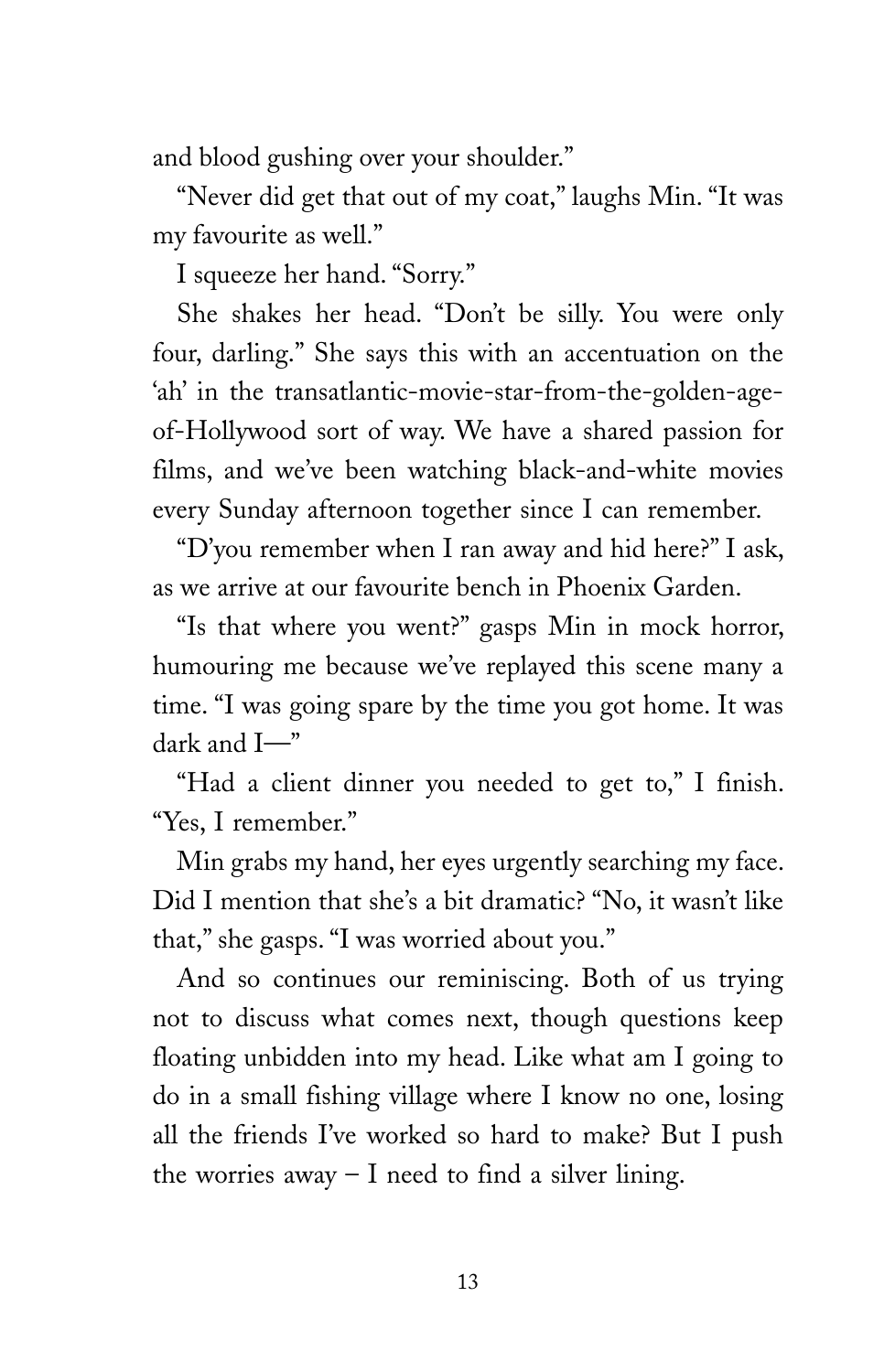and blood gushing over your shoulder."

"Never did get that out of my coat," laughs Min. "It was my favourite as well."

I squeeze her hand. "Sorry."

She shakes her head. "Don't be silly. You were only four, darling." She says this with an accentuation on the 'ah' in the transatlantic-movie-star-from-the-golden-age-of-Hollywood sort of way. We have a shared passion for films, and we've been watching black-and-white movies every Sunday afternoon together since I can remember.

"D'you remember when I ran away and hid here?" I ask, as we arrive at our favourite bench in Phoenix Garden.

"Is that where you went?" gasps Min in mock horror, humouring me because we've replayed this scene many a time. "I was going spare by the time you got home. It was dark and I—"

"Had a client dinner you needed to get to," I finish. "Yes, I remember."

Min grabs my hand, her eyes urgently searching my face. Did I mention that she's a bit dramatic? "No, it wasn't like that," she gasps. "I was worried about you."

And so continues our reminiscing. Both of us trying not to discuss what comes next, though questions keep floating unbidden into my head. Like what am I going to do in a small fishing village where I know no one, losing all the friends I've worked so hard to make? But I push the worries away – I need to find a silver lining.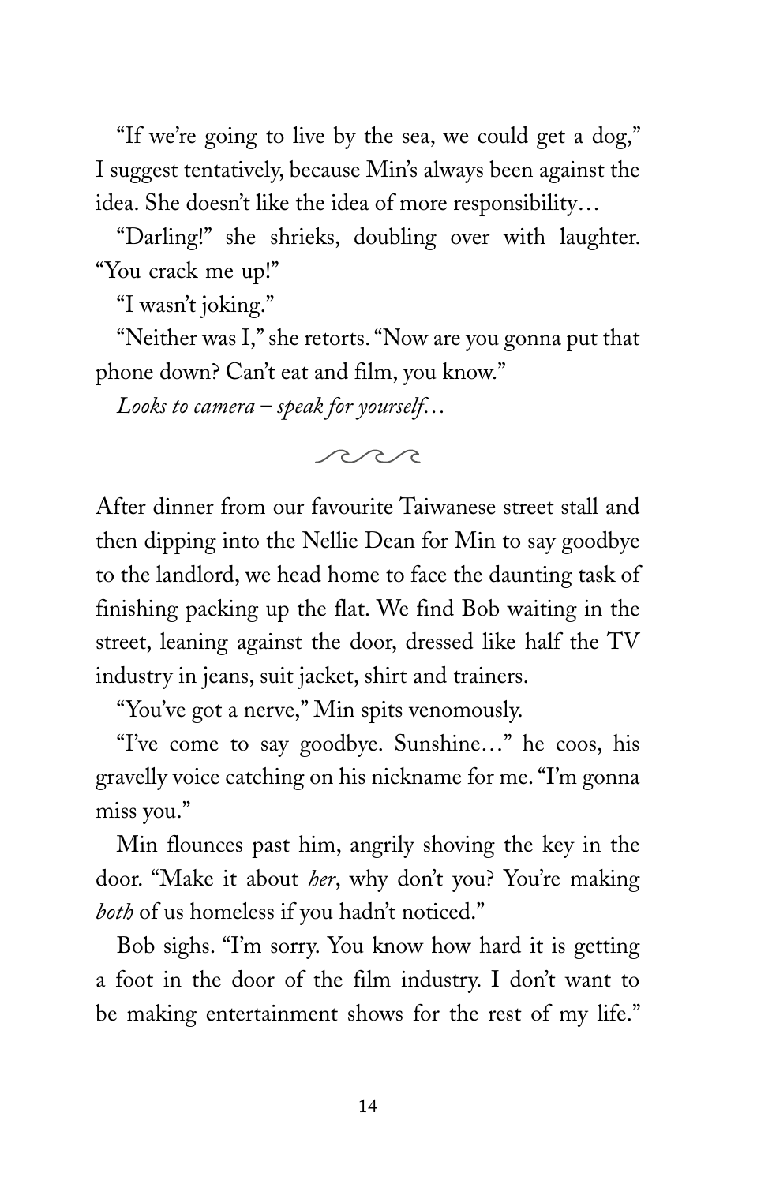"If we're going to live by the sea, we could get a dog," I suggest tentatively, because Min's always been against the idea. She doesn't like the idea of more responsibility…

"Darling!" she shrieks, doubling over with laughter. "You crack me up!"

"I wasn't joking."

"Neither was I," she retorts. "Now are you gonna put that phone down? Can't eat and film, you know."

*Looks to camera – speak for yourself…*

---

After dinner from our favourite Taiwanese street stall and then dipping into the Nellie Dean for Min to say goodbye to the landlord, we head home to face the daunting task of finishing packing up the flat. We find Bob waiting in the street, leaning against the door, dressed like half the TV industry in jeans, suit jacket, shirt and trainers.

"You've got a nerve," Min spits venomously.

"I've come to say goodbye. Sunshine…" he coos, his gravelly voice catching on his nickname for me. "I'm gonna miss you."

Min flounces past him, angrily shoving the key in the door. "Make it about *her*, why don't you? You're making *both* of us homeless if you hadn't noticed."

Bob sighs. "I'm sorry. You know how hard it is getting a foot in the door of the film industry. I don't want to be making entertainment shows for the rest of my life."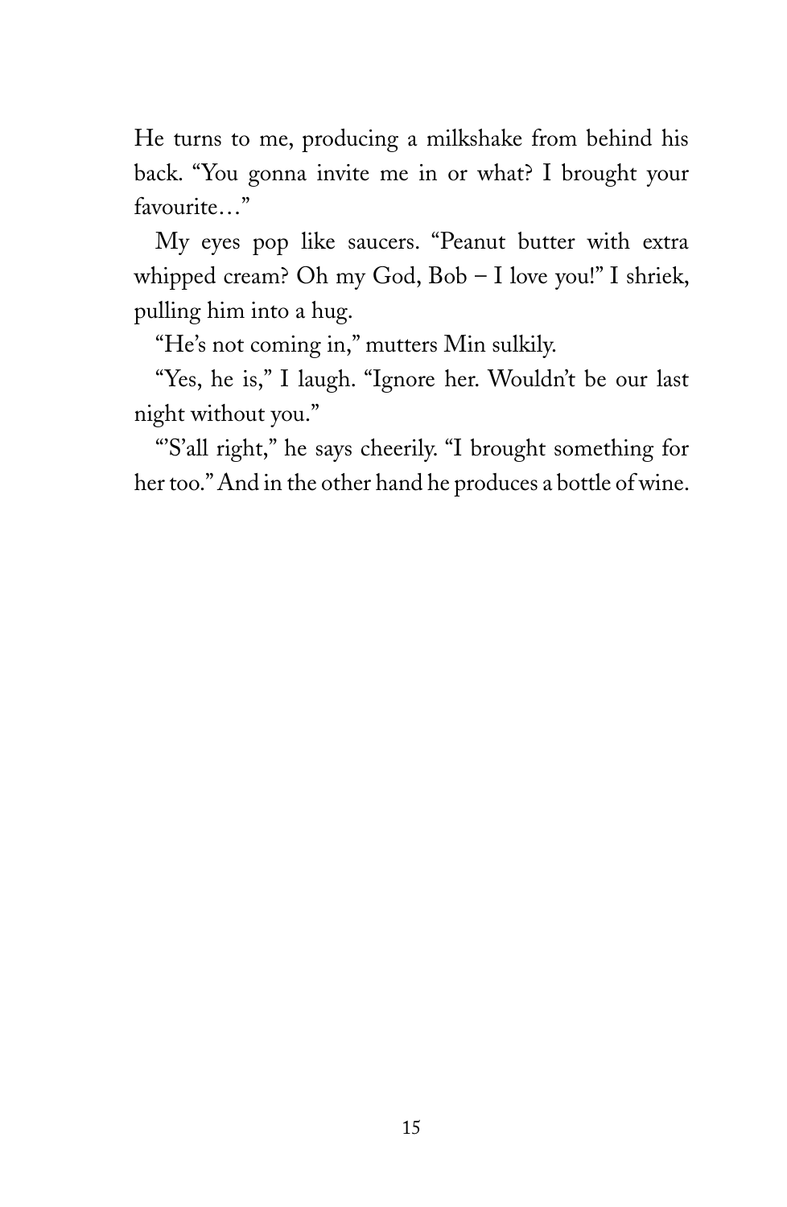He turns to me, producing a milkshake from behind his back. "You gonna invite me in or what? I brought your favourite…"

My eyes pop like saucers. "Peanut butter with extra whipped cream? Oh my God, Bob – I love you!" I shriek, pulling him into a hug.

"He's not coming in," mutters Min sulkily.

"Yes, he is," I laugh. "Ignore her. Wouldn't be our last night without you."

"'S'all right," he says cheerily. "I brought something for her too." And in the other hand he produces a bottle of wine.